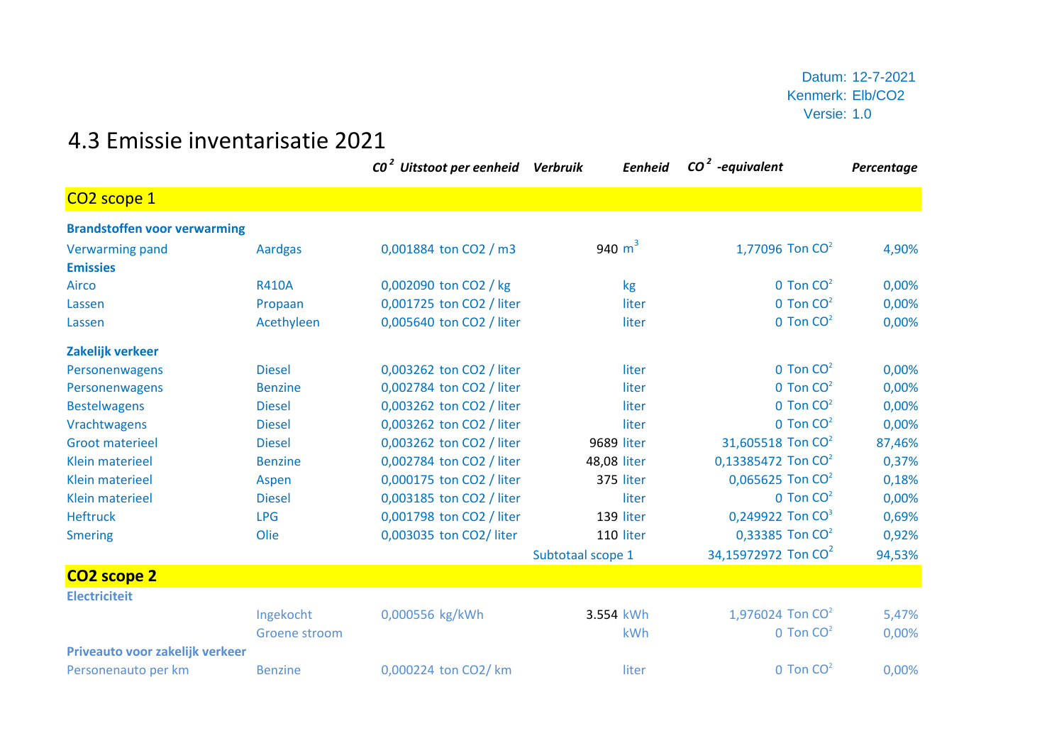Datum: 12-7-2021
Kenmerk: Elb/CO2
Versie: 1.0

# 4.3 Emissie inventarisatie 2021

| | | $C0^2$ Uitstoot per eenheid | | Verbruik | Eenheid | $CO^2$ -equivalent | | Percentage |
|---|---|---|---|---|---|---|---|---|
| **CO2 scope 1** | | | | | | | | |
| **Brandstoffen voor verwarming** | | | | | | | | |
| Verwarming pand | Aardgas | 0,001884 | ton CO2 / m3 | 940 | $m^3$ | 1,77096 | Ton $CO^2$ | 4,90% |
| **Emissies** | | | | | | | | |
| Airco | R410A | 0,002090 | ton CO2 / kg | | kg | 0 | Ton $CO^2$ | 0,00% |
| Lassen | Propaan | 0,001725 | ton CO2 / liter | | liter | 0 | Ton $CO^2$ | 0,00% |
| Lassen | Acethyleen | 0,005640 | ton CO2 / liter | | liter | 0 | Ton $CO^2$ | 0,00% |
| **Zakelijk verkeer** | | | | | | | | |
| Personenwagens | Diesel | 0,003262 | ton CO2 / liter | | liter | 0 | Ton $CO^2$ | 0,00% |
| Personenwagens | Benzine | 0,002784 | ton CO2 / liter | | liter | 0 | Ton $CO^2$ | 0,00% |
| Bestelwagens | Diesel | 0,003262 | ton CO2 / liter | | liter | 0 | Ton $CO^2$ | 0,00% |
| Vrachtwagens | Diesel | 0,003262 | ton CO2 / liter | | liter | 0 | Ton $CO^2$ | 0,00% |
| Groot materieel | Diesel | 0,003262 | ton CO2 / liter | 9689 | liter | 31,605518 | Ton $CO^2$ | 87,46% |
| Klein materieel | Benzine | 0,002784 | ton CO2 / liter | 48,08 | liter | 0,13385472 | Ton $CO^2$ | 0,37% |
| Klein materieel | Aspen | 0,000175 | ton CO2 / liter | 375 | liter | 0,065625 | Ton $CO^2$ | 0,18% |
| Klein materieel | Diesel | 0,003185 | ton CO2 / liter | | liter | 0 | Ton $CO^2$ | 0,00% |
| Heftruck | LPG | 0,001798 | ton CO2 / liter | 139 | liter | 0,249922 | Ton $CO^3$ | 0,69% |
| Smering | Olie | 0,003035 | ton CO2/ liter | 110 | liter | 0,33385 | Ton $CO^2$ | 0,92% |
| | | | | Subtotaal scope 1 | | 34,15972972 | Ton $CO^2$ | 94,53% |
| **CO2 scope 2** | | | | | | | | |
| **Electriciteit** | | | | | | | | |
| | Ingekocht | 0,000556 | kg/kWh | 3.554 | kWh | 1,976024 | Ton $CO^2$ | 5,47% |
| | Groene stroom | | | | kWh | 0 | Ton $CO^2$ | 0,00% |
| **Priveauto voor zakelijk verkeer** | | | | | | | | |
| Personenauto per km | Benzine | 0,000224 | ton CO2/ km | | liter | 0 | Ton $CO^2$ | 0,00% |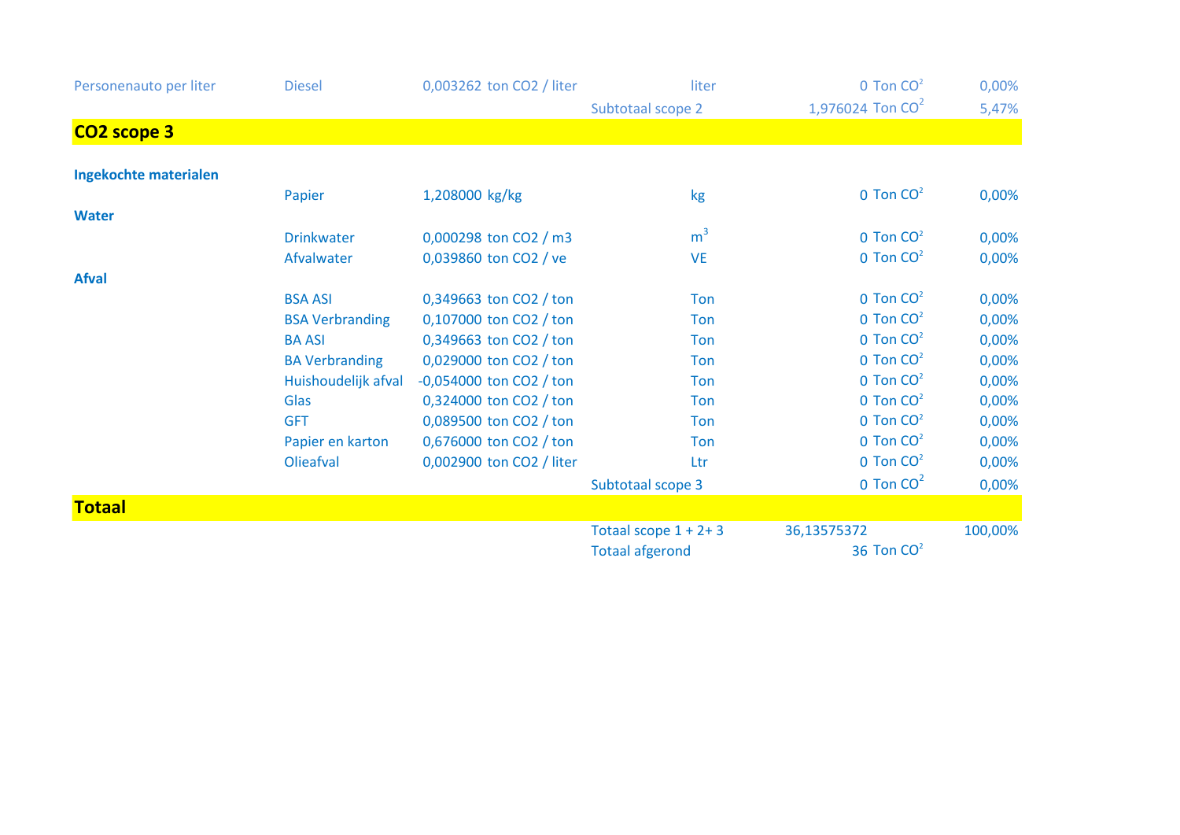| | | | | | | | |
|---|---|---|---|---|---|---|---|
| Personenauto per liter | Diesel | 0,003262 | ton $CO_2$ / liter | liter | 0 | Ton $CO^2$ | 0,00% |
| | | | | Subtotaal scope 2 | 1,976024 | Ton $CO^2$ | 5,47% |
| **CO2 scope 3** | | | | | | | |
| **Ingekochte materialen** | | | | | | | |
| | Papier | 1,208000 | kg/kg | kg | 0 | Ton $CO^2$ | 0,00% |
| **Water** | | | | | | | |
| | Drinkwater | 0,000298 | ton $CO_2$ / m3 | $m^3$ | 0 | Ton $CO^2$ | 0,00% |
| | Afvalwater | 0,039860 | ton $CO_2$ / ve | VE | 0 | Ton $CO^2$ | 0,00% |
| **Afval** | | | | | | | |
| | BSA ASI | 0,349663 | ton $CO_2$ / ton | Ton | 0 | Ton $CO^2$ | 0,00% |
| | BSA Verbranding | 0,107000 | ton $CO_2$ / ton | Ton | 0 | Ton $CO^2$ | 0,00% |
| | BA ASI | 0,349663 | ton $CO_2$ / ton | Ton | 0 | Ton $CO^2$ | 0,00% |
| | BA Verbranding | 0,029000 | ton $CO_2$ / ton | Ton | 0 | Ton $CO^2$ | 0,00% |
| | Huishoudelijk afval | -0,054000 | ton $CO_2$ / ton | Ton | 0 | Ton $CO^2$ | 0,00% |
| | Glas | 0,324000 | ton $CO_2$ / ton | Ton | 0 | Ton $CO^2$ | 0,00% |
| | GFT | 0,089500 | ton $CO_2$ / ton | Ton | 0 | Ton $CO^2$ | 0,00% |
| | Papier en karton | 0,676000 | ton $CO_2$ / ton | Ton | 0 | Ton $CO^2$ | 0,00% |
| | Olieafval | 0,002900 | ton $CO_2$ / liter | Ltr | 0 | Ton $CO^2$ | 0,00% |
| | | | | Subtotaal scope 3 | 0 | Ton $CO^2$ | 0,00% |
| **Totaal** | | | | | | | |
| | | | | Totaal scope 1 + 2+ 3 | 36,13575372 | | 100,00% |
| | | | | Totaal afgerond | 36 | Ton $CO^2$ | |